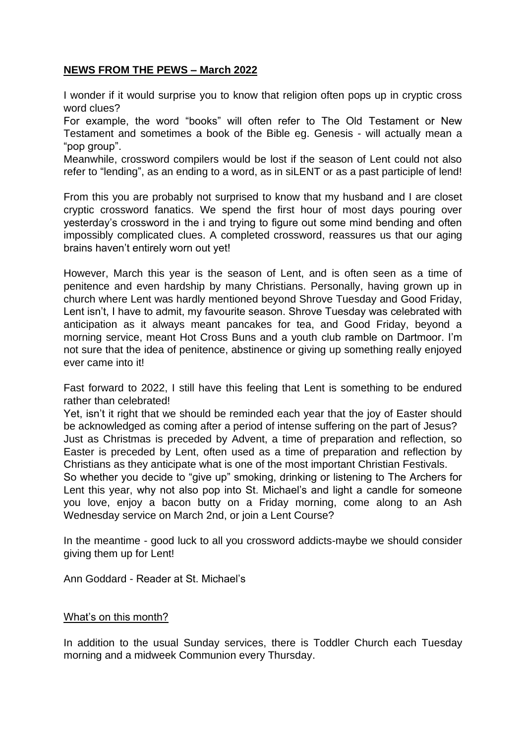**NEWS FROM THE PEWS – March 2022**

I wonder if it would surprise you to know that religion often pops up in cryptic cross word clues?

For example, the word "books" will often refer to The Old Testament or New Testament and sometimes a book of the Bible eg. Genesis - will actually mean a "pop group".

Meanwhile, crossword compilers would be lost if the season of Lent could not also refer to "lending", as an ending to a word, as in siLENT or as a past participle of lend!

From this you are probably not surprised to know that my husband and I are closet cryptic crossword fanatics. We spend the first hour of most days pouring over yesterday's crossword in the i and trying to figure out some mind bending and often impossibly complicated clues. A completed crossword, reassures us that our aging brains haven't entirely worn out yet!

However, March this year is the season of Lent, and is often seen as a time of penitence and even hardship by many Christians. Personally, having grown up in church where Lent was hardly mentioned beyond Shrove Tuesday and Good Friday, Lent isn't, I have to admit, my favourite season. Shrove Tuesday was celebrated with anticipation as it always meant pancakes for tea, and Good Friday, beyond a morning service, meant Hot Cross Buns and a youth club ramble on Dartmoor. I'm not sure that the idea of penitence, abstinence or giving up something really enjoyed ever came into it!

Fast forward to 2022, I still have this feeling that Lent is something to be endured rather than celebrated!

Yet, isn't it right that we should be reminded each year that the joy of Easter should be acknowledged as coming after a period of intense suffering on the part of Jesus?

Just as Christmas is preceded by Advent, a time of preparation and reflection, so Easter is preceded by Lent, often used as a time of preparation and reflection by Christians as they anticipate what is one of the most important Christian Festivals.

So whether you decide to "give up" smoking, drinking or listening to The Archers for Lent this year, why not also pop into St. Michael's and light a candle for someone you love, enjoy a bacon butty on a Friday morning, come along to an Ash Wednesday service on March 2nd, or join a Lent Course?

In the meantime - good luck to all you crossword addicts-maybe we should consider giving them up for Lent!

Ann Goddard - Reader at St. Michael's

What's on this month?

In addition to the usual Sunday services, there is Toddler Church each Tuesday morning and a midweek Communion every Thursday.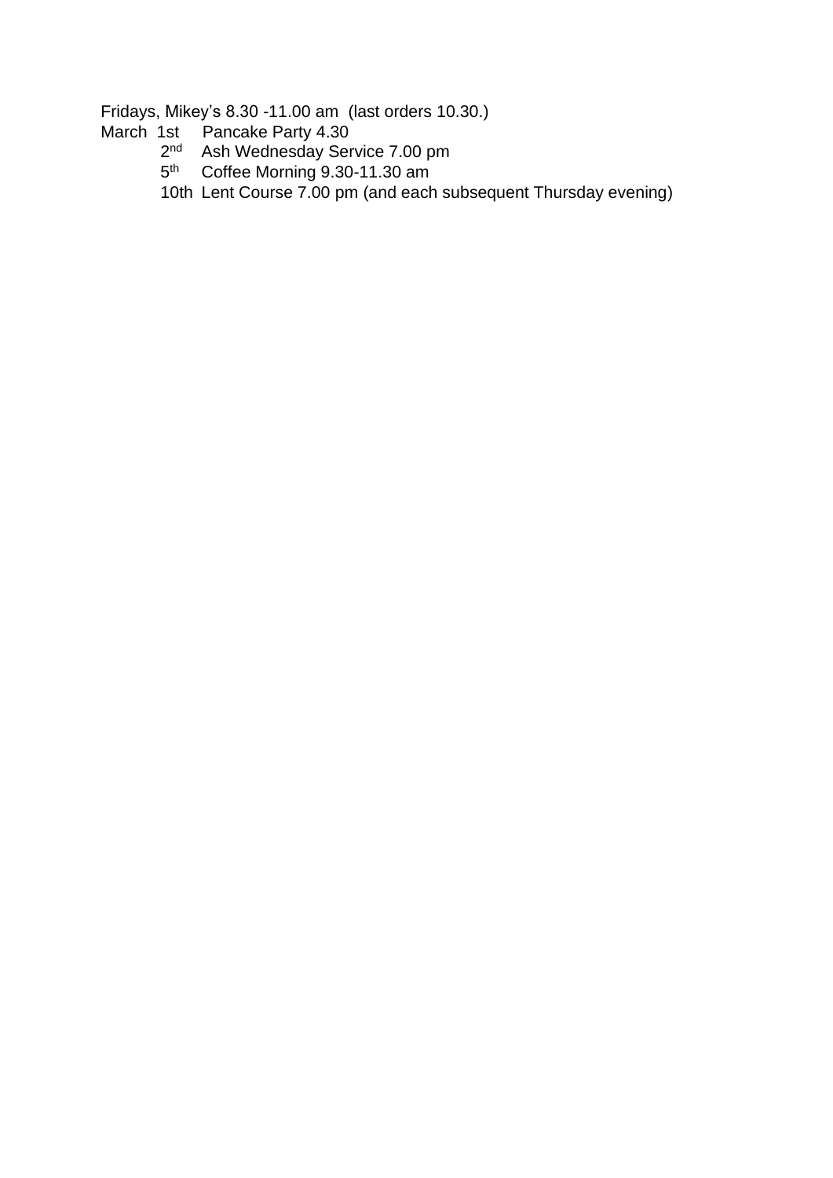Fridays, Mikey's 8.30 -11.00 am (last orders 10.30.)

March 1st Pancake Party 4.30

2nd Ash Wednesday Service 7.00 pm

5th Coffee Morning 9.30-11.30 am

10th Lent Course 7.00 pm (and each subsequent Thursday evening)